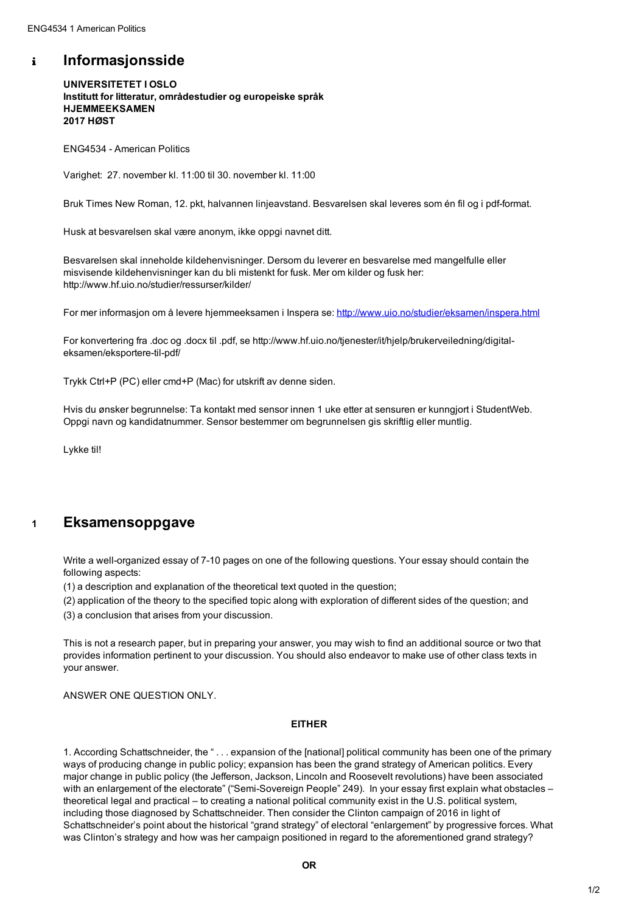# Informasjonsside

**UNIVERSITETET I OSLO**
**Institutt for litteratur, områdestudier og europeiske språk**
**HJEMMEEKSAMEN**
**2017 HØST**

ENG4534 - American Politics

Varighet: 27. november kl. 11:00 til 30. november kl. 11:00

Bruk Times New Roman, 12. pkt, halvannen linjeavstand. Besvarelsen skal leveres som én fil og i pdf-format.

Husk at besvarelsen skal være anonym, ikke oppgi navnet ditt.

Besvarelsen skal inneholde kildehenvisninger. Dersom du leverer en besvarelse med mangelfulle eller misvisende kildehenvisninger kan du bli mistenkt for fusk. Mer om kilder og fusk her: http://www.hf.uio.no/studier/ressurser/kilder/

For mer informasjon om å levere hjemmeeksamen i Inspera se: http://www.uio.no/studier/eksamen/inspera.html

For konvertering fra .doc og .docx til .pdf, se http://www.hf.uio.no/tjenester/it/hjelp/brukerveiledning/digital-eksamen/eksportere-til-pdf/

Trykk Ctrl+P (PC) eller cmd+P (Mac) for utskrift av denne siden.

Hvis du ønsker begrunnelse: Ta kontakt med sensor innen 1 uke etter at sensuren er kunngjort i StudentWeb. Oppgi navn og kandidatnummer. Sensor bestemmer om begrunnelsen gis skriftlig eller muntlig.

Lykke til!

# 1 Eksamensoppgave

Write a well-organized essay of 7-10 pages on one of the following questions. Your essay should contain the following aspects:

(1) a description and explanation of the theoretical text quoted in the question;

(2) application of the theory to the specified topic along with exploration of different sides of the question; and

(3) a conclusion that arises from your discussion.

This is not a research paper, but in preparing your answer, you may wish to find an additional source or two that provides information pertinent to your discussion. You should also endeavor to make use of other class texts in your answer.

ANSWER ONE QUESTION ONLY.

**EITHER**

1. According Schattschneider, the " . . . expansion of the [national] political community has been one of the primary ways of producing change in public policy; expansion has been the grand strategy of American politics. Every major change in public policy (the Jefferson, Jackson, Lincoln and Roosevelt revolutions) have been associated with an enlargement of the electorate" ("Semi-Sovereign People" 249). In your essay first explain what obstacles – theoretical legal and practical – to creating a national political community exist in the U.S. political system, including those diagnosed by Schattschneider. Then consider the Clinton campaign of 2016 in light of Schattschneider's point about the historical "grand strategy" of electoral "enlargement" by progressive forces. What was Clinton's strategy and how was her campaign positioned in regard to the aforementioned grand strategy?

**OR**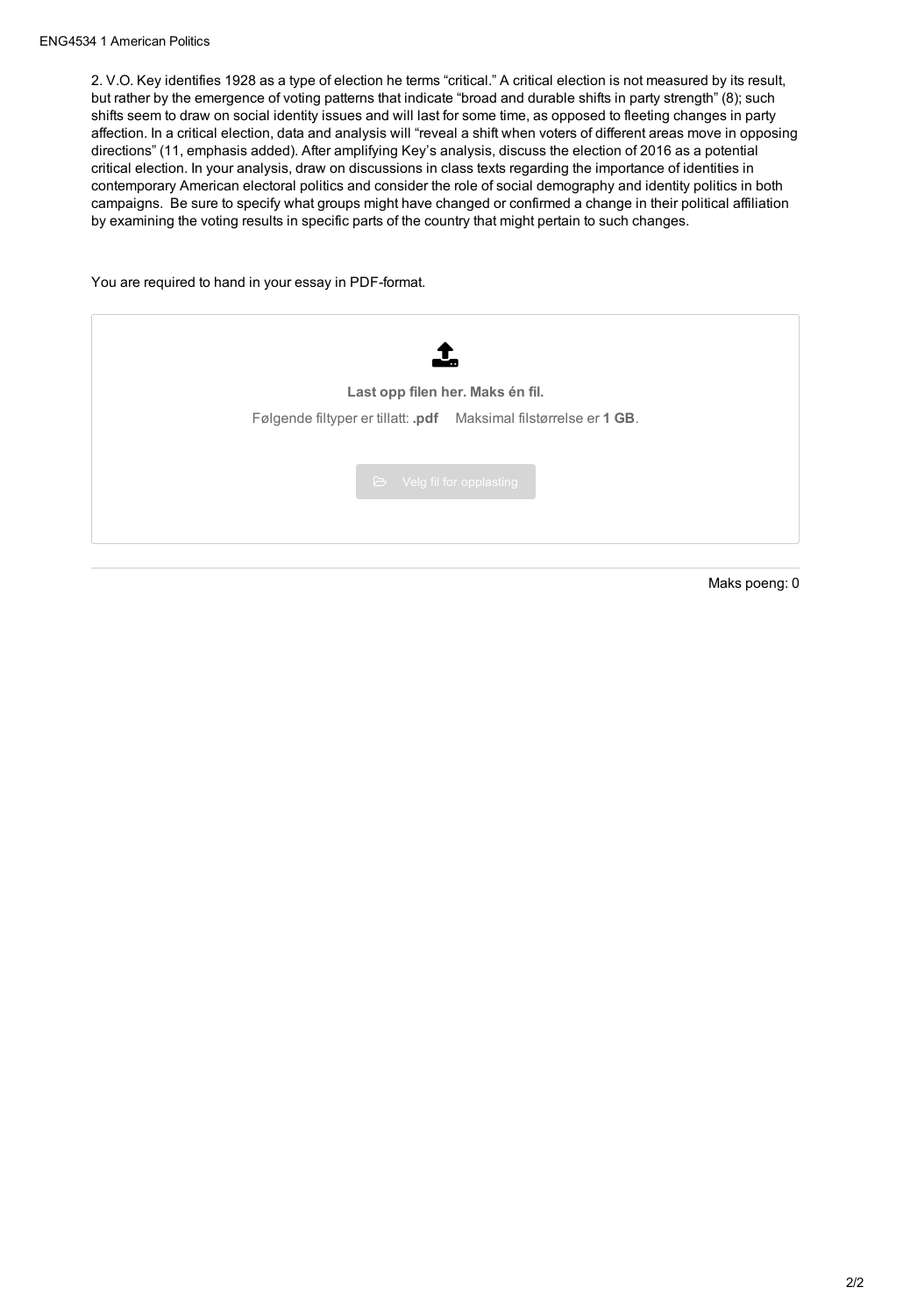2. V.O. Key identifies 1928 as a type of election he terms "critical." A critical election is not measured by its result, but rather by the emergence of voting patterns that indicate "broad and durable shifts in party strength" (8); such shifts seem to draw on social identity issues and will last for some time, as opposed to fleeting changes in party affection. In a critical election, data and analysis will "reveal a shift when voters of different areas move in opposing directions" (11, emphasis added). After amplifying Key's analysis, discuss the election of 2016 as a potential critical election. In your analysis, draw on discussions in class texts regarding the importance of identities in contemporary American electoral politics and consider the role of social demography and identity politics in both campaigns. Be sure to specify what groups might have changed or confirmed a change in their political affiliation by examining the voting results in specific parts of the country that might pertain to such changes.

You are required to hand in your essay in PDF-format.

**Last opp filen her. Maks én fil.**

Følgende filtyper er tillatt: **.pdf** Maksimal filstørrelse er **1 GB**.

Velg fil for opplasting

Maks poeng: 0